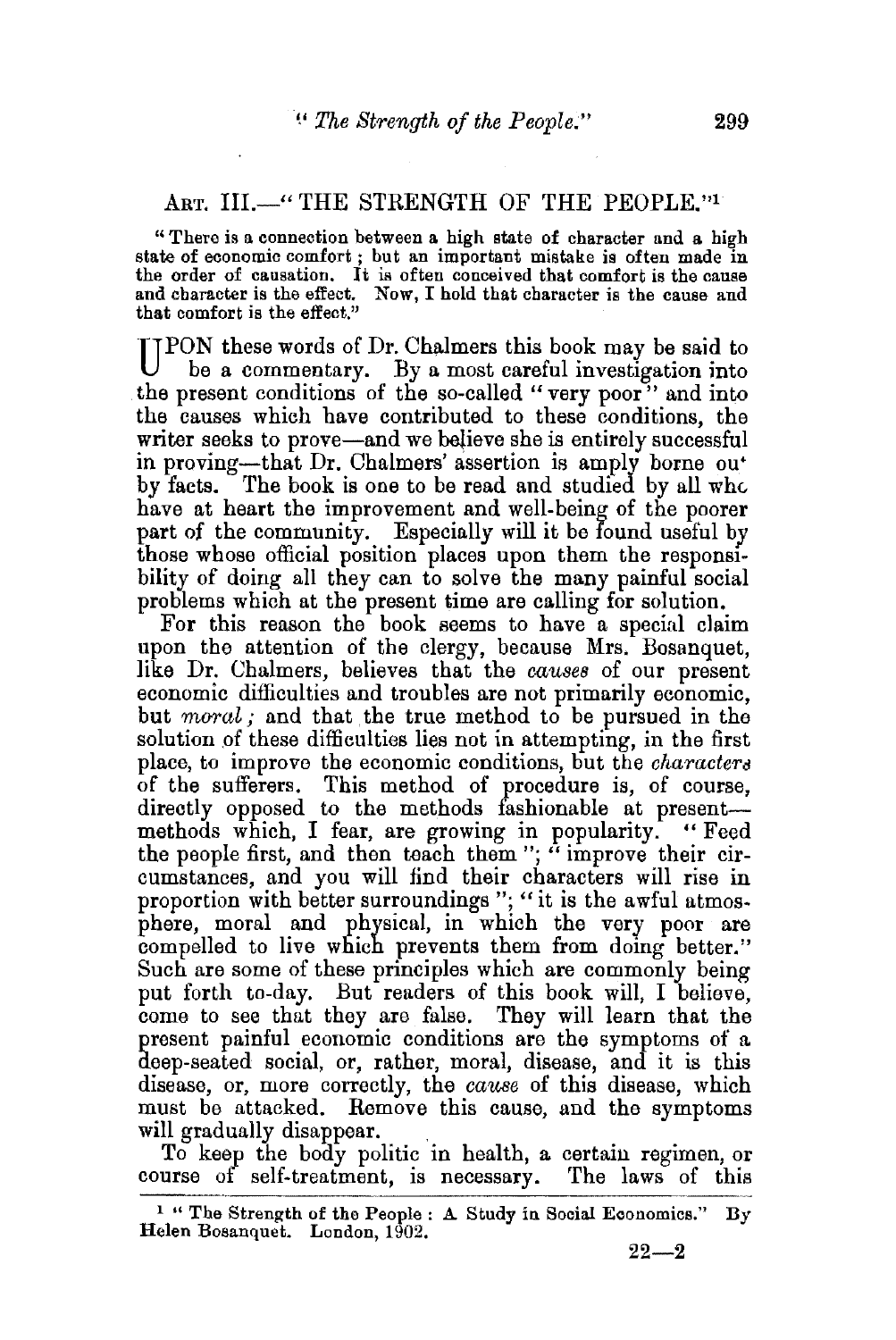## ART. III.—"THE STRENGTH OF THE PEOPLE."[1]

> "There is a connection between a high state of character and a high state of economic comfort; but an important mistake is often made in the order of causation. It is often conceived that comfort is the cause and character is the effect. Now, I hold that character is the cause and that comfort is the effect."

UPON these words of Dr. Chalmers this book may be said to be a commentary. By a most careful investigation into the present conditions of the so-called "very poor" and into the causes which have contributed to these conditions, the writer seeks to prove—and we believe she is entirely successful in proving—that Dr. Chalmers' assertion is amply borne out by facts. The book is one to be read and studied by all who have at heart the improvement and well-being of the poorer part of the community. Especially will it be found useful by those whose official position places upon them the responsibility of doing all they can to solve the many painful social problems which at the present time are calling for solution.

For this reason the book seems to have a special claim upon the attention of the clergy, because Mrs. Bosanquet, like Dr. Chalmers, believes that the *causes* of our present economic difficulties and troubles are not primarily economic, but *moral*; and that the true method to be pursued in the solution of these difficulties lies not in attempting, in the first place, to improve the economic conditions, but the *characters* of the sufferers. This method of procedure is, of course, directly opposed to the methods fashionable at present—methods which, I fear, are growing in popularity. "Feed the people first, and then teach them"; "improve their circumstances, and you will find their characters will rise in proportion with better surroundings"; "it is the awful atmosphere, moral and physical, in which the very poor are compelled to live which prevents them from doing better." Such are some of these principles which are commonly being put forth to-day. But readers of this book will, I believe, come to see that they are false. They will learn that the present painful economic conditions are the symptoms of a deep-seated social, or, rather, moral, disease, and it is this disease, or, more correctly, the *cause* of this disease, which must be attacked. Remove this cause, and the symptoms will gradually disappear.

To keep the body politic in health, a certain regimen, or course of self-treatment, is necessary. The laws of this

---

[1] "The Strength of the People: A Study in Social Economics." By Helen Bosanquet. London, 1902.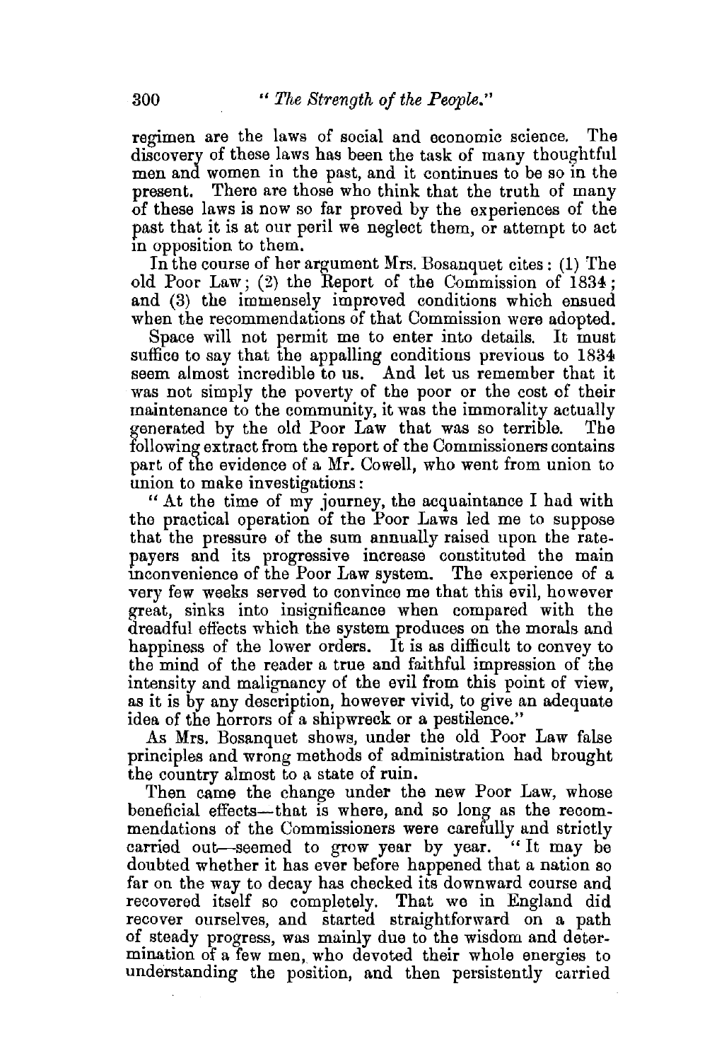regimen are the laws of social and economic science. The discovery of these laws has been the task of many thoughtful men and women in the past, and it continues to be so in the present. There are those who think that the truth of many of these laws is now so far proved by the experiences of the past that it is at our peril we neglect them, or attempt to act in opposition to them.

In the course of her argument Mrs. Bosanquet cites: (1) The old Poor Law; (2) the Report of the Commission of 1834; and (3) the immensely improved conditions which ensued when the recommendations of that Commission were adopted.

Space will not permit me to enter into details. It must suffice to say that the appalling conditions previous to 1834 seem almost incredible to us. And let us remember that it was not simply the poverty of the poor or the cost of their maintenance to the community, it was the immorality actually generated by the old Poor Law that was so terrible. The following extract from the report of the Commissioners contains part of the evidence of a Mr. Cowell, who went from union to union to make investigations:

"At the time of my journey, the acquaintance I had with the practical operation of the Poor Laws led me to suppose that the pressure of the sum annually raised upon the ratepayers and its progressive increase constituted the main inconvenience of the Poor Law system. The experience of a very few weeks served to convince me that this evil, however great, sinks into insignificance when compared with the dreadful effects which the system produces on the morals and happiness of the lower orders. It is as difficult to convey to the mind of the reader a true and faithful impression of the intensity and malignancy of the evil from this point of view, as it is by any description, however vivid, to give an adequate idea of the horrors of a shipwreck or a pestilence."

As Mrs. Bosanquet shows, under the old Poor Law false principles and wrong methods of administration had brought the country almost to a state of ruin.

Then came the change under the new Poor Law, whose beneficial effects—that is where, and so long as the recommendations of the Commissioners were carefully and strictly carried out—seemed to grow year by year. "It may be doubted whether it has ever before happened that a nation so far on the way to decay has checked its downward course and recovered itself so completely. That we in England did recover ourselves, and started straightforward on a path of steady progress, was mainly due to the wisdom and determination of a few men, who devoted their whole energies to understanding the position, and then persistently carried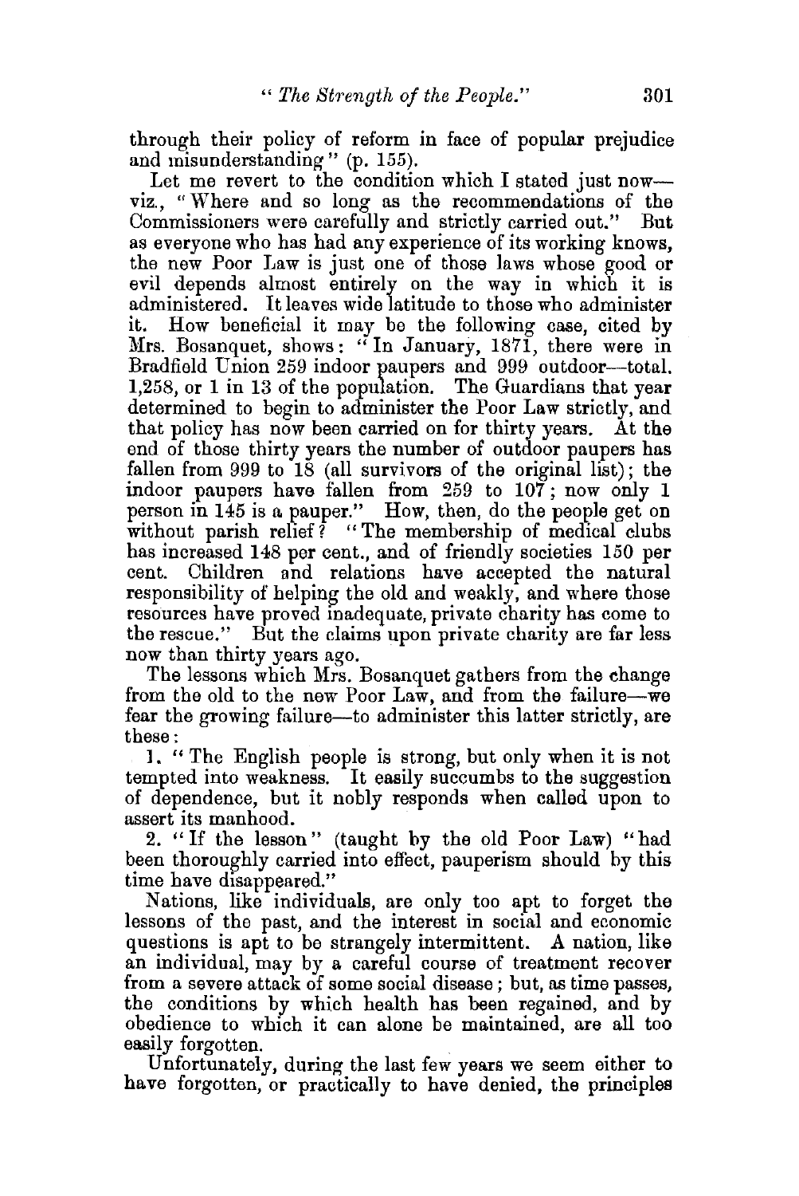through their policy of reform in face of popular prejudice and misunderstanding" (p. 155).

Let me revert to the condition which I stated just now—viz., "Where and so long as the recommendations of the Commissioners were carefully and strictly carried out." But as everyone who has had any experience of its working knows, the new Poor Law is just one of those laws whose good or evil depends almost entirely on the way in which it is administered. It leaves wide latitude to those who administer it. How beneficial it may be the following case, cited by Mrs. Bosanquet, shows: "In January, 1871, there were in Bradfield Union 259 indoor paupers and 999 outdoor—total. 1,258, or 1 in 13 of the population. The Guardians that year determined to begin to administer the Poor Law strictly, and that policy has now been carried on for thirty years. At the end of those thirty years the number of outdoor paupers has fallen from 999 to 18 (all survivors of the original list); the indoor paupers have fallen from 259 to 107; now only 1 person in 145 is a pauper." How, then, do the people get on without parish relief? "The membership of medical clubs has increased 148 per cent., and of friendly societies 150 per cent. Children and relations have accepted the natural responsibility of helping the old and weakly, and where those resources have proved inadequate, private charity has come to the rescue." But the claims upon private charity are far less now than thirty years ago.

The lessons which Mrs. Bosanquet gathers from the change from the old to the new Poor Law, and from the failure—we fear the growing failure—to administer this latter strictly, are these:

1. "The English people is strong, but only when it is not tempted into weakness. It easily succumbs to the suggestion of dependence, but it nobly responds when called upon to assert its manhood.

2. "If the lesson" (taught by the old Poor Law) "had been thoroughly carried into effect, pauperism should by this time have disappeared."

Nations, like individuals, are only too apt to forget the lessons of the past, and the interest in social and economic questions is apt to be strangely intermittent. A nation, like an individual, may by a careful course of treatment recover from a severe attack of some social disease; but, as time passes, the conditions by which health has been regained, and by obedience to which it can alone be maintained, are all too easily forgotten.

Unfortunately, during the last few years we seem either to have forgotten, or practically to have denied, the principles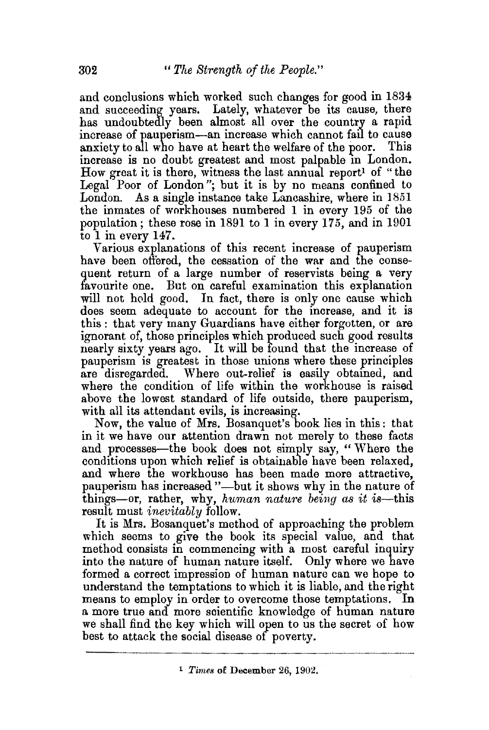and conclusions which worked such changes for good in 1834 and succeeding years. Lately, whatever be its cause, there has undoubtedly been almost all over the country a rapid increase of pauperism—an increase which cannot fail to cause anxiety to all who have at heart the welfare of the poor. This increase is no doubt greatest and most palpable in London. How great it is there, witness the last annual report[1] of "the Legal Poor of London"; but it is by no means confined to London. As a single instance take Lancashire, where in 1851 the inmates of workhouses numbered 1 in every 195 of the population; these rose in 1891 to 1 in every 175, and in 1901 to 1 in every 147.

Various explanations of this recent increase of pauperism have been offered, the cessation of the war and the consequent return of a large number of reservists being a very favourite one. But on careful examination this explanation will not hold good. In fact, there is only one cause which does seem adequate to account for the increase, and it is this: that very many Guardians have either forgotten, or are ignorant of, those principles which produced such good results nearly sixty years ago. It will be found that the increase of pauperism is greatest in those unions where these principles are disregarded. Where out-relief is easily obtained, and where the condition of life within the workhouse is raised above the lowest standard of life outside, there pauperism, with all its attendant evils, is increasing.

Now, the value of Mrs. Bosanquet's book lies in this: that in it we have our attention drawn not merely to these facts and processes—the book does not simply say, "Where the conditions upon which relief is obtainable have been relaxed, and where the workhouse has been made more attractive, pauperism has increased"—but it shows why in the nature of things—or, rather, why, *human nature being as it is*—this result must *inevitably* follow.

It is Mrs. Bosanquet's method of approaching the problem which seems to give the book its special value, and that method consists in commencing with a most careful inquiry into the nature of human nature itself. Only where we have formed a correct impression of human nature can we hope to understand the temptations to which it is liable, and the right means to employ in order to overcome those temptations. In a more true and more scientific knowledge of human nature we shall find the key which will open to us the secret of how best to attack the social disease of poverty.

---

[1] *Times* of December 26, 1902.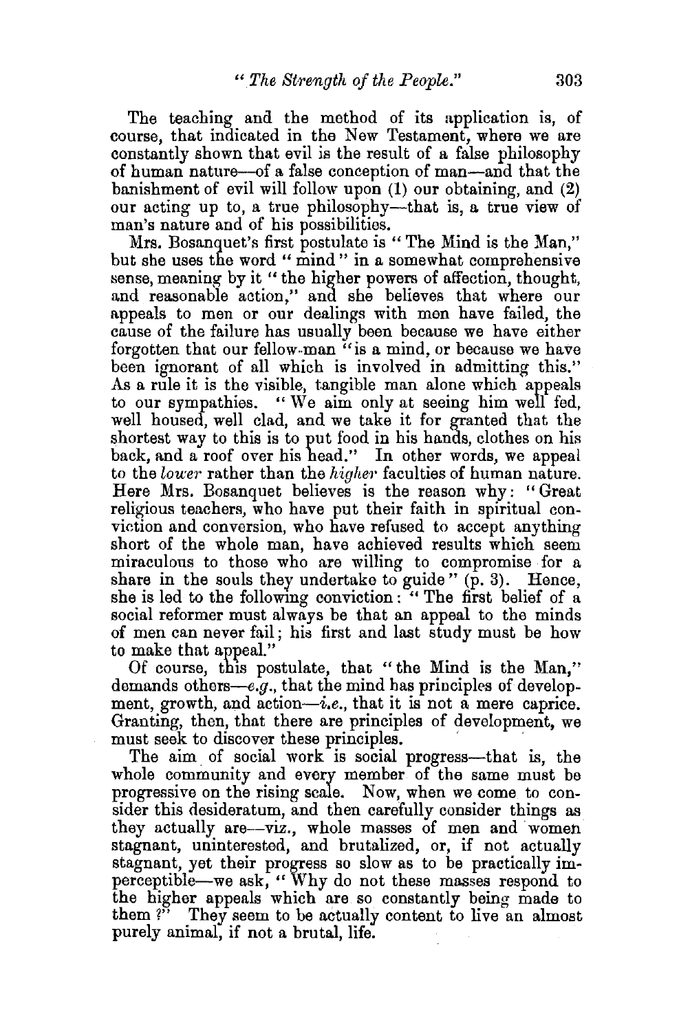The teaching and the method of its application is, of course, that indicated in the New Testament, where we are constantly shown that evil is the result of a false philosophy of human nature—of a false conception of man—and that the banishment of evil will follow upon (1) our obtaining, and (2) our acting up to, a true philosophy—that is, a true view of man's nature and of his possibilities.

Mrs. Bosanquet's first postulate is "The Mind is the Man," but she uses the word "mind" in a somewhat comprehensive sense, meaning by it "the higher powers of affection, thought, and reasonable action," and she believes that where our appeals to men or our dealings with men have failed, the cause of the failure has usually been because we have either forgotten that our fellow-man "is a mind, or because we have been ignorant of all which is involved in admitting this." As a rule it is the visible, tangible man alone which appeals to our sympathies. "We aim only at seeing him well fed, well housed, well clad, and we take it for granted that the shortest way to this is to put food in his hands, clothes on his back, and a roof over his head." In other words, we appeal to the *lower* rather than the *higher* faculties of human nature. Here Mrs. Bosanquet believes is the reason why: "Great religious teachers, who have put their faith in spiritual conviction and conversion, who have refused to accept anything short of the whole man, have achieved results which seem miraculous to those who are willing to compromise for a share in the souls they undertake to guide" (p. 3). Hence, she is led to the following conviction: "The first belief of a social reformer must always be that an appeal to the minds of men can never fail; his first and last study must be how to make that appeal."

Of course, this postulate, that "the Mind is the Man," demands others—*e.g.*, that the mind has principles of development, growth, and action—*i.e.*, that it is not a mere caprice. Granting, then, that there are principles of development, we must seek to discover these principles.

The aim of social work is social progress—that is, the whole community and every member of the same must be progressive on the rising scale. Now, when we come to consider this desideratum, and then carefully consider things as they actually are—viz., whole masses of men and women stagnant, uninterested, and brutalized, or, if not actually stagnant, yet their progress so slow as to be practically imperceptible—we ask, "Why do not these masses respond to the higher appeals which are so constantly being made to them?" They seem to be actually content to live an almost purely animal, if not a brutal, life.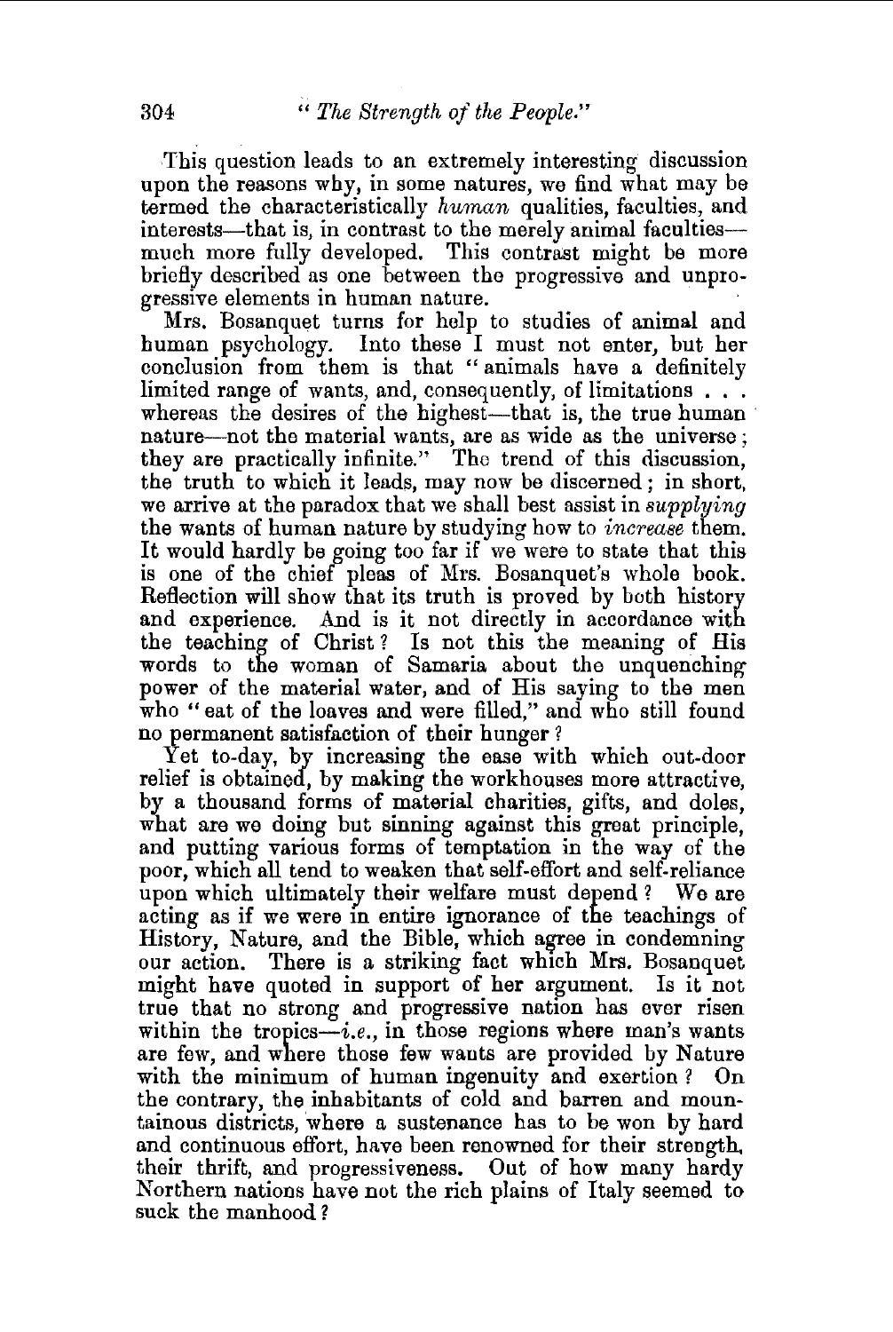This question leads to an extremely interesting discussion upon the reasons why, in some natures, we find what may be termed the characteristically *human* qualities, faculties, and interests—that is, in contrast to the merely animal faculties—much more fully developed. This contrast might be more briefly described as one between the progressive and unprogressive elements in human nature.

Mrs. Bosanquet turns for help to studies of animal and human psychology. Into these I must not enter, but her conclusion from them is that "animals have a definitely limited range of wants, and, consequently, of limitations . . . whereas the desires of the highest—that is, the true human nature—not the material wants, are as wide as the universe; they are practically infinite." The trend of this discussion, the truth to which it leads, may now be discerned; in short, we arrive at the paradox that we shall best assist in *supplying* the wants of human nature by studying how to *increase* them. It would hardly be going too far if we were to state that this is one of the chief pleas of Mrs. Bosanquet's whole book. Reflection will show that its truth is proved by both history and experience. And is it not directly in accordance with the teaching of Christ? Is not this the meaning of His words to the woman of Samaria about the unquenching power of the material water, and of His saying to the men who "eat of the loaves and were filled," and who still found no permanent satisfaction of their hunger?

Yet to-day, by increasing the ease with which out-door relief is obtained, by making the workhouses more attractive, by a thousand forms of material charities, gifts, and doles, what are we doing but sinning against this great principle, and putting various forms of temptation in the way of the poor, which all tend to weaken that self-effort and self-reliance upon which ultimately their welfare must depend? We are acting as if we were in entire ignorance of the teachings of History, Nature, and the Bible, which agree in condemning our action. There is a striking fact which Mrs. Bosanquet might have quoted in support of her argument. Is it not true that no strong and progressive nation has ever risen within the tropics—*i.e.*, in those regions where man's wants are few, and where those few wants are provided by Nature with the minimum of human ingenuity and exertion? On the contrary, the inhabitants of cold and barren and mountainous districts, where a sustenance has to be won by hard and continuous effort, have been renowned for their strength, their thrift, and progressiveness. Out of how many hardy Northern nations have not the rich plains of Italy seemed to suck the manhood?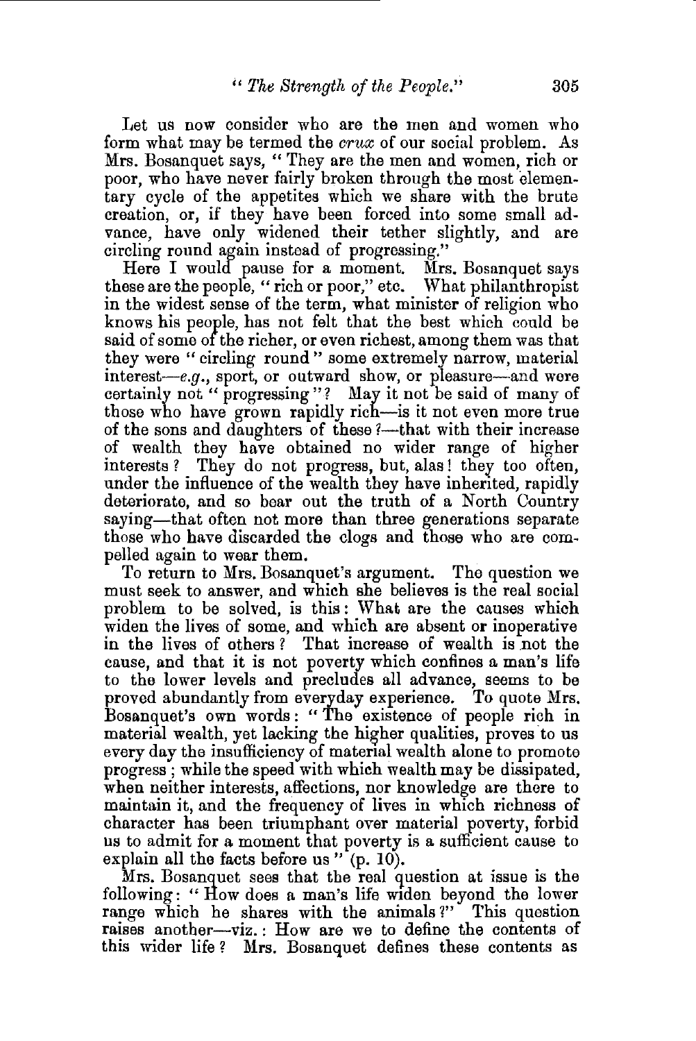Let us now consider who are the men and women who form what may be termed the *crux* of our social problem. As Mrs. Bosanquet says, "They are the men and women, rich or poor, who have never fairly broken through the most elementary cycle of the appetites which we share with the brute creation, or, if they have been forced into some small advance, have only widened their tether slightly, and are circling round again instead of progressing."

Here I would pause for a moment. Mrs. Bosanquet says these are the people, "rich or poor," etc. What philanthropist in the widest sense of the term, what minister of religion who knows his people, has not felt that the best which could be said of some of the richer, or even richest, among them was that they were "circling round" some extremely narrow, material interest—*e.g.*, sport, or outward show, or pleasure—and were certainly not "progressing"? May it not be said of many of those who have grown rapidly rich—is it not even more true of the sons and daughters of these?—that with their increase of wealth they have obtained no wider range of higher interests? They do not progress, but, alas! they too often, under the influence of the wealth they have inherited, rapidly deteriorate, and so bear out the truth of a North Country saying—that often not more than three generations separate those who have discarded the clogs and those who are compelled again to wear them.

To return to Mrs. Bosanquet's argument. The question we must seek to answer, and which she believes is the real social problem to be solved, is this: What are the causes which widen the lives of some, and which are absent or inoperative in the lives of others? That increase of wealth is not the cause, and that it is not poverty which confines a man's life to the lower levels and precludes all advance, seems to be proved abundantly from everyday experience. To quote Mrs. Bosanquet's own words: "The existence of people rich in material wealth, yet lacking the higher qualities, proves to us every day the insufficiency of material wealth alone to promote progress; while the speed with which wealth may be dissipated, when neither interests, affections, nor knowledge are there to maintain it, and the frequency of lives in which richness of character has been triumphant over material poverty, forbid us to admit for a moment that poverty is a sufficient cause to explain all the facts before us" (p. 10).

Mrs. Bosanquet sees that the real question at issue is the following: "How does a man's life widen beyond the lower range which he shares with the animals?" This question raises another—viz.: How are we to define the contents of this wider life? Mrs. Bosanquet defines these contents as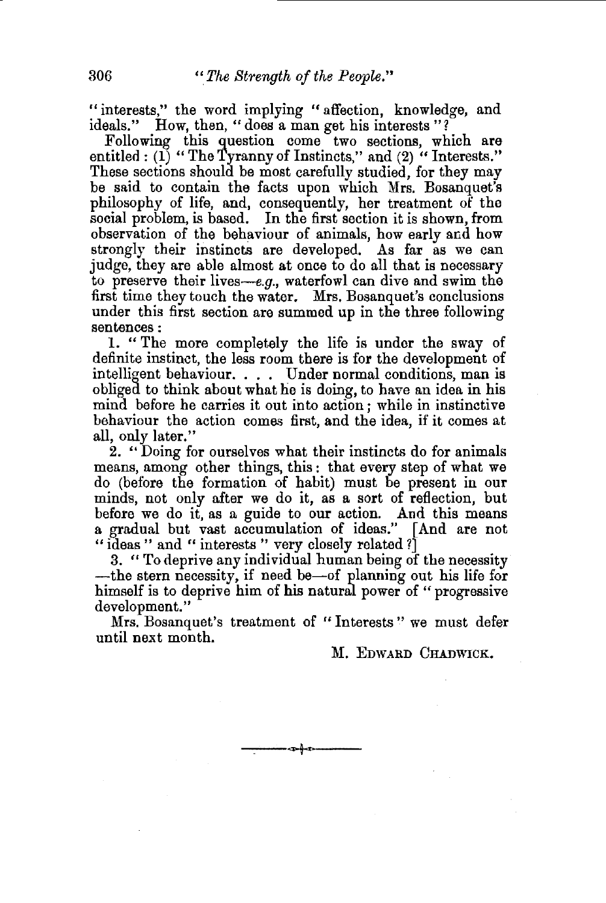"interests," the word implying "affection, knowledge, and ideals." How, then, "does a man get his interests"?

Following this question come two sections, which are entitled: (1) "The Tyranny of Instincts," and (2) "Interests." These sections should be most carefully studied, for they may be said to contain the facts upon which Mrs. Bosanquet's philosophy of life, and, consequently, her treatment of the social problem, is based. In the first section it is shown, from observation of the behaviour of animals, how early and how strongly their instincts are developed. As far as we can judge, they are able almost at once to do all that is necessary to preserve their lives—*e.g.*, waterfowl can dive and swim the first time they touch the water. Mrs. Bosanquet's conclusions under this first section are summed up in the three following sentences:

1. "The more completely the life is under the sway of definite instinct, the less room there is for the development of intelligent behaviour. . . . Under normal conditions, man is obliged to think about what he is doing, to have an idea in his mind before he carries it out into action; while in instinctive behaviour the action comes first, and the idea, if it comes at all, only later."

2. "Doing for ourselves what their instincts do for animals means, among other things, this: that every step of what we do (before the formation of habit) must be present in our minds, not only after we do it, as a sort of reflection, but before we do it, as a guide to our action. And this means a gradual but vast accumulation of ideas." [And are not "ideas" and "interests" very closely related?]

3. "To deprive any individual human being of the necessity—the stern necessity, if need be—of planning out his life for himself is to deprive him of his natural power of "progressive development."

Mrs. Bosanquet's treatment of "Interests" we must defer until next month.

M. Edward Chadwick.